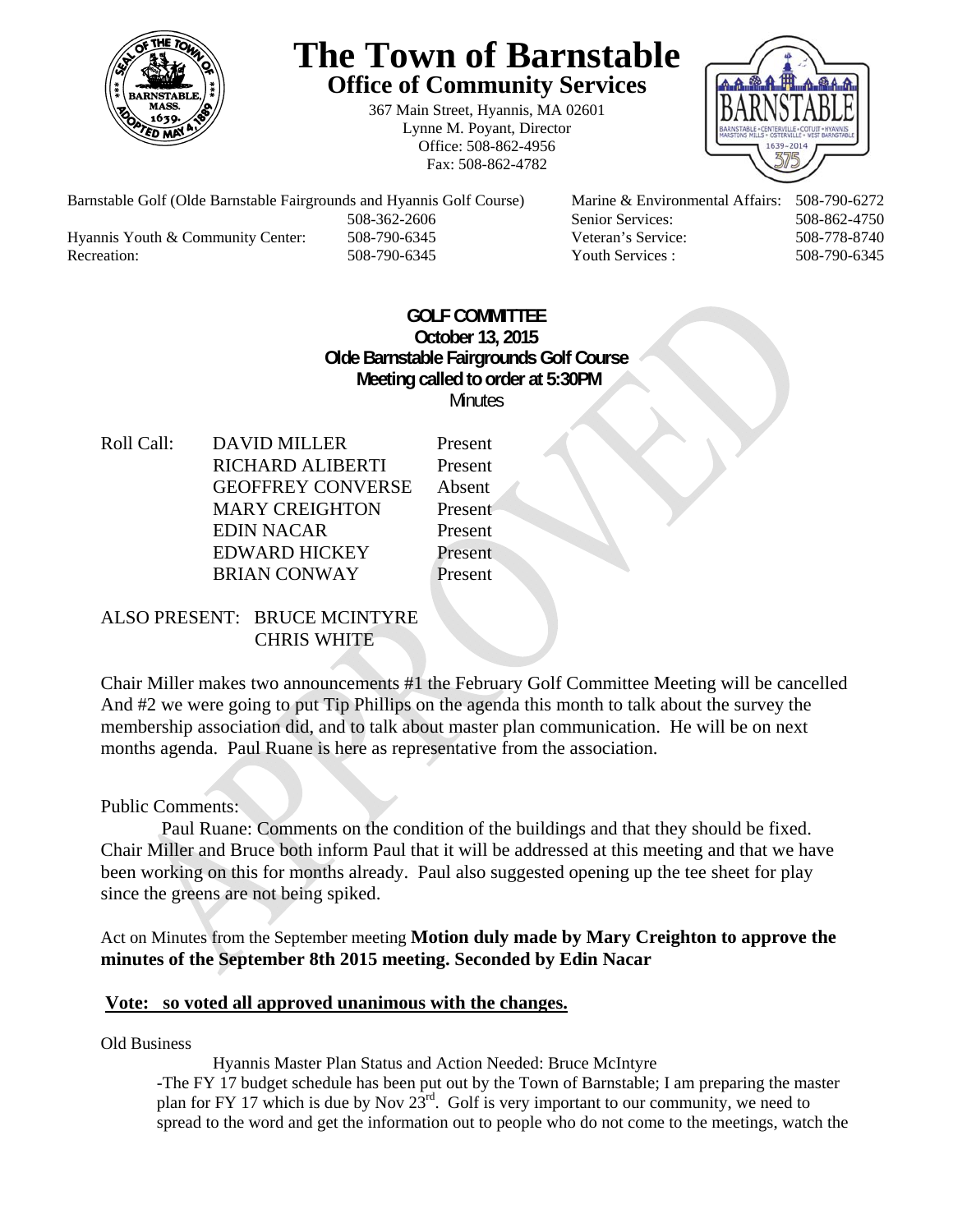# The Town of Barnstable

## Office of Community Services

367 Main Street, Hyannis, MA 02601
Lynne M. Poyant, Director
Office: 508-862-4956
Fax: 508-862-4782

| | | | |
|---|---|---|---|
| Barnstable Golf (Olde Barnstable Fairgrounds and Hyannis Golf Course) | 508-362-2606 | Marine & Environmental Affairs: | 508-790-6272 |
| | | Senior Services: | 508-862-4750 |
| Hyannis Youth & Community Center: | 508-790-6345 | Veteran's Service: | 508-778-8740 |
| Recreation: | 508-790-6345 | Youth Services : | 508-790-6345 |

**GOLF COMMITTEE**
**October 13, 2015**
**Olde Barnstable Fairgrounds Golf Course**
**Meeting called to order at 5:30PM**
Minutes

| Roll Call: | | |
|---|---|---|
| | DAVID MILLER | Present |
| | RICHARD ALIBERTI | Present |
| | GEOFFREY CONVERSE | Absent |
| | MARY CREIGHTON | Present |
| | EDIN NACAR | Present |
| | EDWARD HICKEY | Present |
| | BRIAN CONWAY | Present |

ALSO PRESENT: BRUCE MCINTYRE
CHRIS WHITE

Chair Miller makes two announcements #1 the February Golf Committee Meeting will be cancelled And #2 we were going to put Tip Phillips on the agenda this month to talk about the survey the membership association did, and to talk about master plan communication. He will be on next months agenda. Paul Ruane is here as representative from the association.

Public Comments:

Paul Ruane: Comments on the condition of the buildings and that they should be fixed. Chair Miller and Bruce both inform Paul that it will be addressed at this meeting and that we have been working on this for months already. Paul also suggested opening up the tee sheet for play since the greens are not being spiked.

Act on Minutes from the September meeting **Motion duly made by Mary Creighton to approve the minutes of the September 8th 2015 meeting. Seconded by Edin Nacar**

**Vote: so voted all approved unanimous with the changes.**

Old Business

Hyannis Master Plan Status and Action Needed: Bruce McIntyre

-The FY 17 budget schedule has been put out by the Town of Barnstable; I am preparing the master plan for FY 17 which is due by Nov 23rd. Golf is very important to our community, we need to spread to the word and get the information out to people who do not come to the meetings, watch the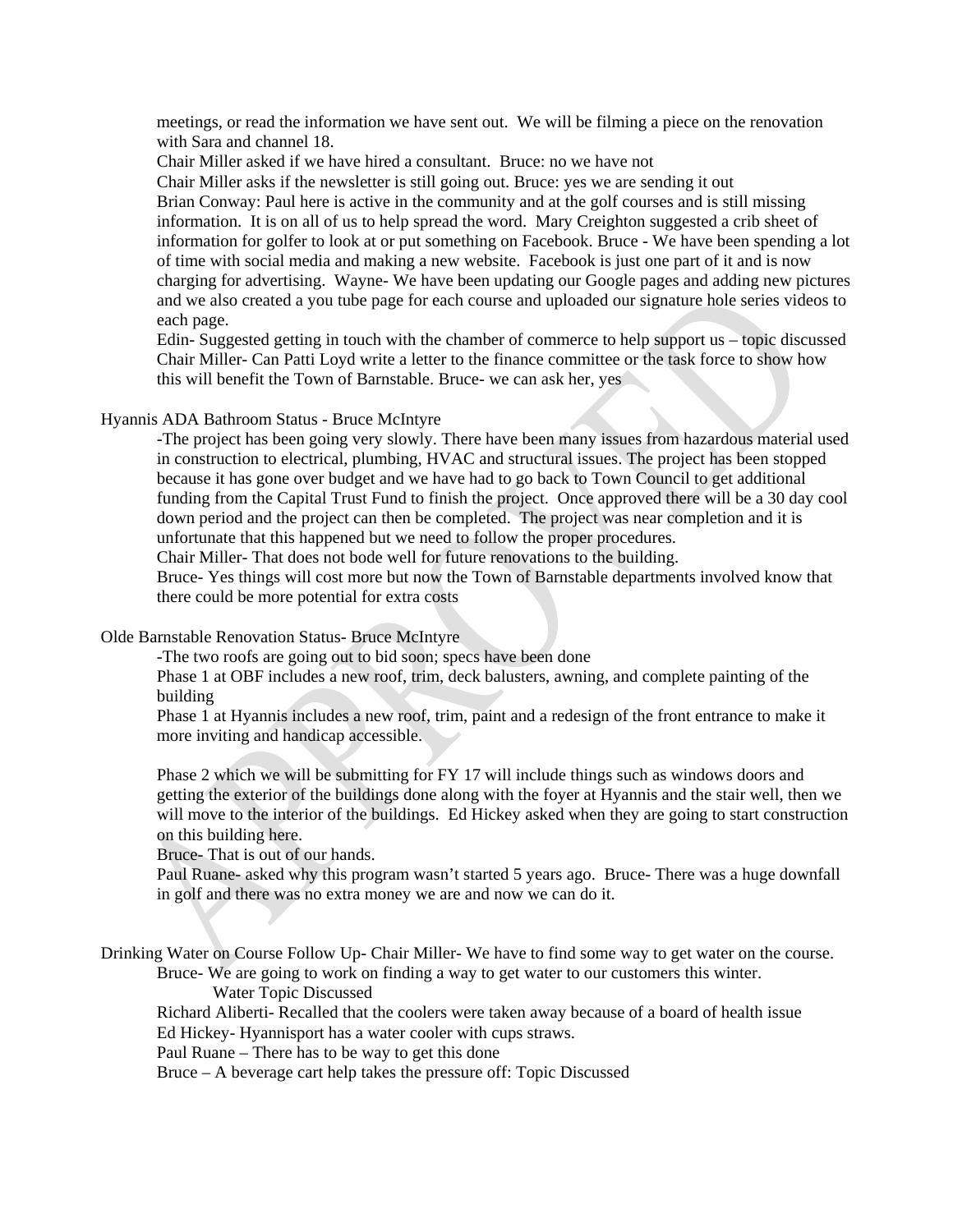meetings, or read the information we have sent out. We will be filming a piece on the renovation with Sara and channel 18.

Chair Miller asked if we have hired a consultant. Bruce: no we have not

Chair Miller asks if the newsletter is still going out. Bruce: yes we are sending it out

Brian Conway: Paul here is active in the community and at the golf courses and is still missing information. It is on all of us to help spread the word. Mary Creighton suggested a crib sheet of information for golfer to look at or put something on Facebook. Bruce - We have been spending a lot of time with social media and making a new website. Facebook is just one part of it and is now charging for advertising. Wayne- We have been updating our Google pages and adding new pictures and we also created a you tube page for each course and uploaded our signature hole series videos to each page.

Edin- Suggested getting in touch with the chamber of commerce to help support us – topic discussed

Chair Miller- Can Patti Loyd write a letter to the finance committee or the task force to show how this will benefit the Town of Barnstable. Bruce- we can ask her, yes

Hyannis ADA Bathroom Status - Bruce McIntyre

-The project has been going very slowly. There have been many issues from hazardous material used in construction to electrical, plumbing, HVAC and structural issues. The project has been stopped because it has gone over budget and we have had to go back to Town Council to get additional funding from the Capital Trust Fund to finish the project. Once approved there will be a 30 day cool down period and the project can then be completed. The project was near completion and it is unfortunate that this happened but we need to follow the proper procedures.

Chair Miller- That does not bode well for future renovations to the building.

Bruce- Yes things will cost more but now the Town of Barnstable departments involved know that there could be more potential for extra costs

Olde Barnstable Renovation Status- Bruce McIntyre

-The two roofs are going out to bid soon; specs have been done

Phase 1 at OBF includes a new roof, trim, deck balusters, awning, and complete painting of the building

Phase 1 at Hyannis includes a new roof, trim, paint and a redesign of the front entrance to make it more inviting and handicap accessible.

Phase 2 which we will be submitting for FY 17 will include things such as windows doors and getting the exterior of the buildings done along with the foyer at Hyannis and the stair well, then we will move to the interior of the buildings. Ed Hickey asked when they are going to start construction on this building here.

Bruce- That is out of our hands.

Paul Ruane- asked why this program wasn't started 5 years ago. Bruce- There was a huge downfall in golf and there was no extra money we are and now we can do it.

Drinking Water on Course Follow Up- Chair Miller- We have to find some way to get water on the course.

Bruce- We are going to work on finding a way to get water to our customers this winter.

Water Topic Discussed

Richard Aliberti- Recalled that the coolers were taken away because of a board of health issue

Ed Hickey- Hyannisport has a water cooler with cups straws.

Paul Ruane – There has to be way to get this done

Bruce – A beverage cart help takes the pressure off: Topic Discussed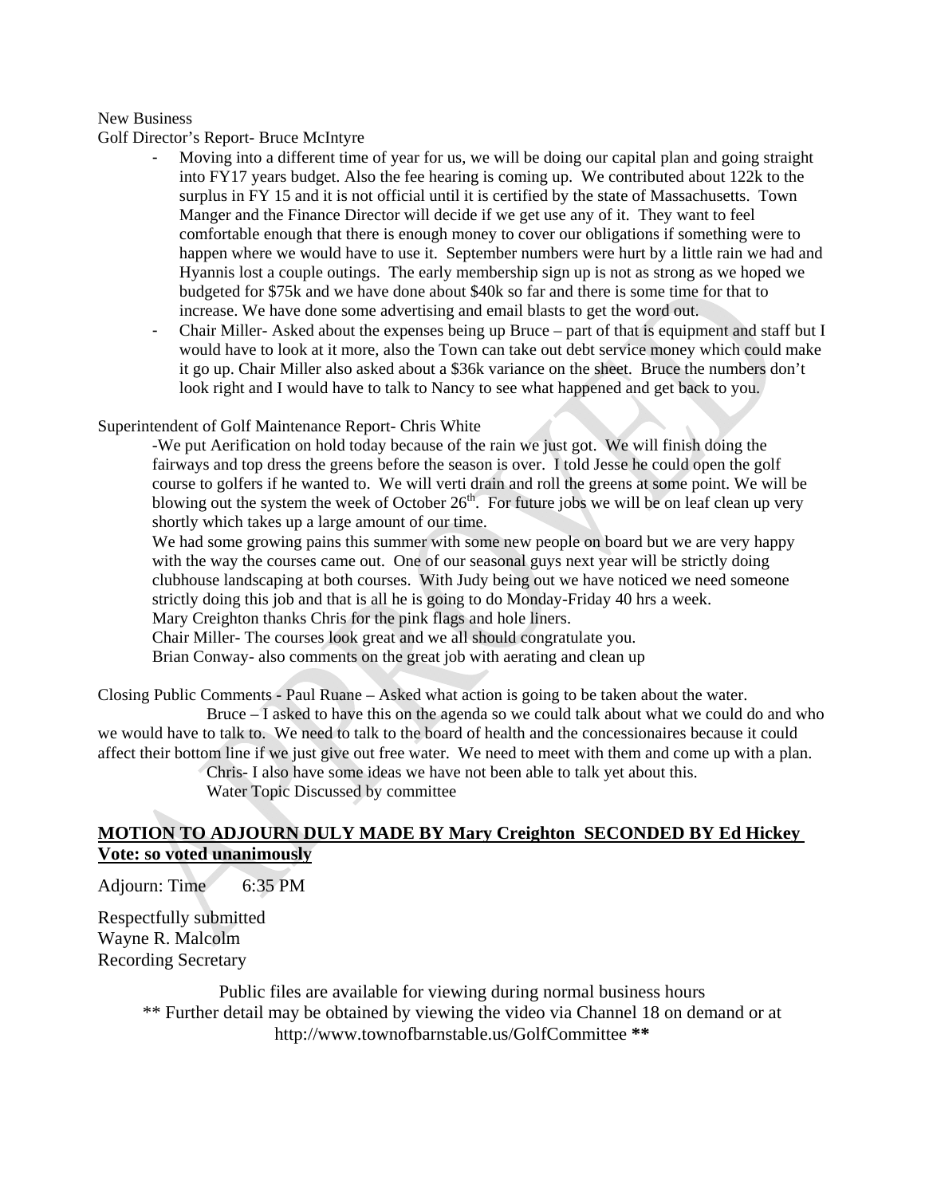New Business

Golf Director's Report- Bruce McIntyre

- Moving into a different time of year for us, we will be doing our capital plan and going straight into FY17 years budget. Also the fee hearing is coming up. We contributed about 122k to the surplus in FY 15 and it is not official until it is certified by the state of Massachusetts. Town Manger and the Finance Director will decide if we get use any of it. They want to feel comfortable enough that there is enough money to cover our obligations if something were to happen where we would have to use it. September numbers were hurt by a little rain we had and Hyannis lost a couple outings. The early membership sign up is not as strong as we hoped we budgeted for $75k and we have done about $40k so far and there is some time for that to increase. We have done some advertising and email blasts to get the word out.
- Chair Miller- Asked about the expenses being up Bruce – part of that is equipment and staff but I would have to look at it more, also the Town can take out debt service money which could make it go up. Chair Miller also asked about a $36k variance on the sheet. Bruce the numbers don't look right and I would have to talk to Nancy to see what happened and get back to you.

Superintendent of Golf Maintenance Report- Chris White

-We put Aerification on hold today because of the rain we just got. We will finish doing the fairways and top dress the greens before the season is over. I told Jesse he could open the golf course to golfers if he wanted to. We will verti drain and roll the greens at some point. We will be blowing out the system the week of October 26th. For future jobs we will be on leaf clean up very shortly which takes up a large amount of our time.

We had some growing pains this summer with some new people on board but we are very happy with the way the courses came out. One of our seasonal guys next year will be strictly doing clubhouse landscaping at both courses. With Judy being out we have noticed we need someone strictly doing this job and that is all he is going to do Monday-Friday 40 hrs a week.

Mary Creighton thanks Chris for the pink flags and hole liners.

Chair Miller- The courses look great and we all should congratulate you.

Brian Conway- also comments on the great job with aerating and clean up

Closing Public Comments - Paul Ruane – Asked what action is going to be taken about the water.

Bruce – I asked to have this on the agenda so we could talk about what we could do and who we would have to talk to. We need to talk to the board of health and the concessionaires because it could affect their bottom line if we just give out free water. We need to meet with them and come up with a plan.

Chris- I also have some ideas we have not been able to talk yet about this.

Water Topic Discussed by committee

**MOTION TO ADJOURN DULY MADE BY Mary Creighton SECONDED BY Ed Hickey**
**Vote: so voted unanimously**

Adjourn: Time 6:35 PM

Respectfully submitted
Wayne R. Malcolm
Recording Secretary

Public files are available for viewing during normal business hours
** Further detail may be obtained by viewing the video via Channel 18 on demand or at http://www.townofbarnstable.us/GolfCommittee **